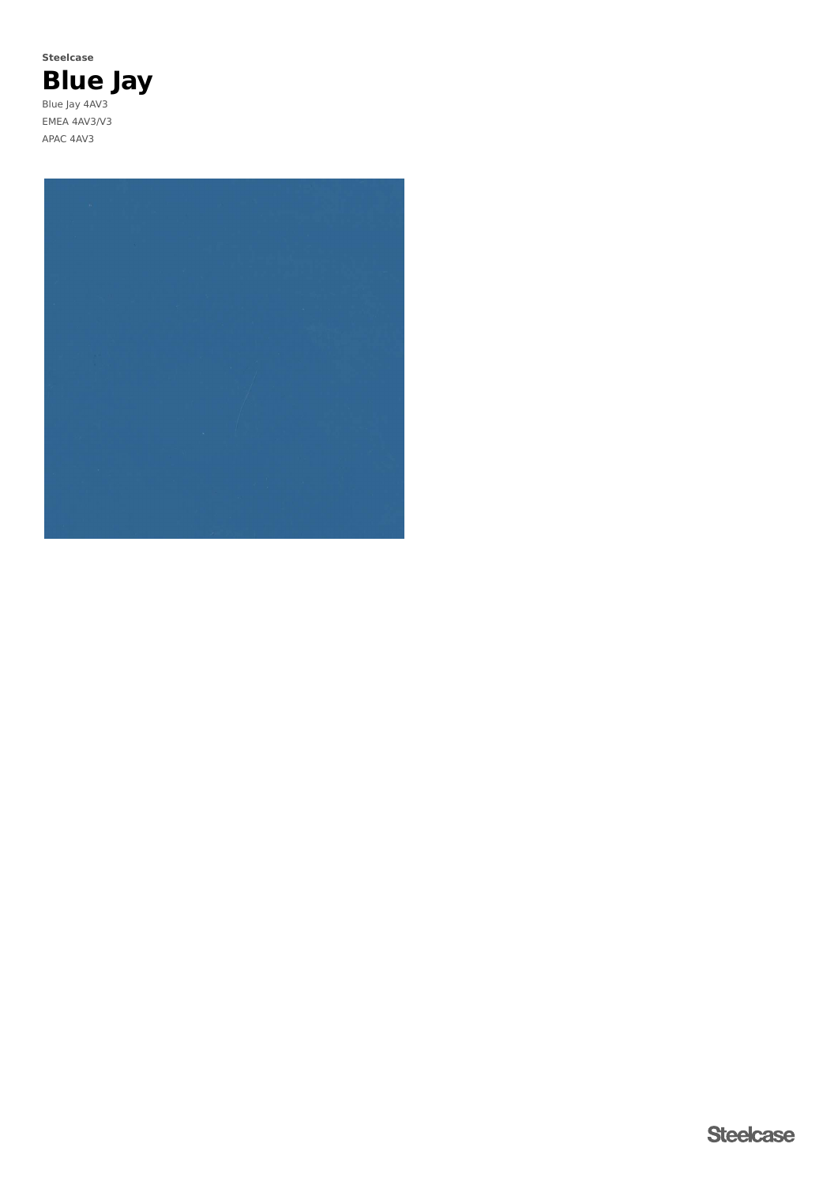Steelcase

# Blue Jay

Blue Jay 4AV3

EMEA 4AV3/V3

APAC 4AV3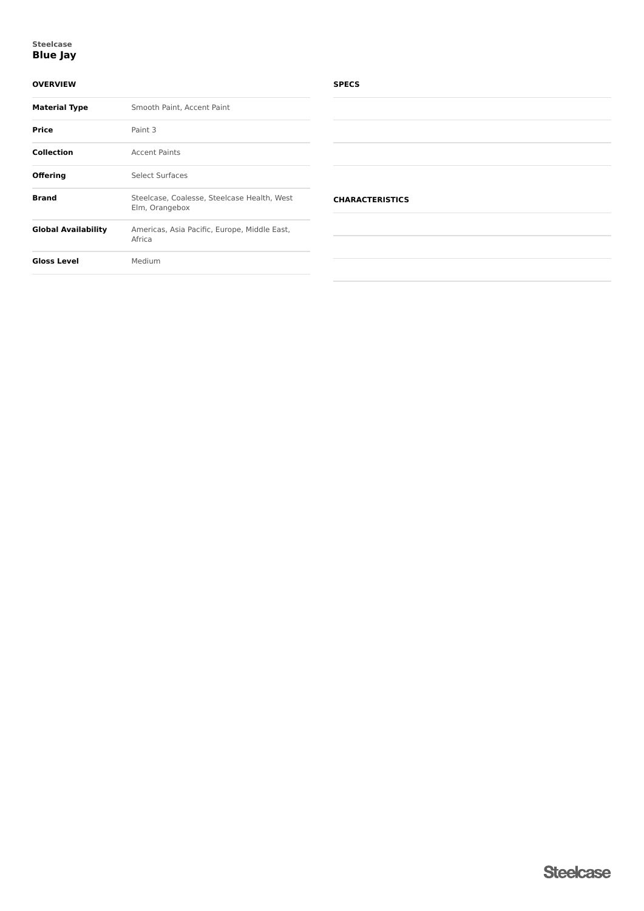Steelcase

# Blue Jay

## OVERVIEW

| | |
|---|---|
| **Material Type** | Smooth Paint, Accent Paint |
| **Price** | Paint 3 |
| **Collection** | Accent Paints |
| **Offering** | Select Surfaces |
| **Brand** | Steelcase, Coalesse, Steelcase Health, West Elm, Orangebox |
| **Global Availability** | Americas, Asia Pacific, Europe, Middle East, Africa |
| **Gloss Level** | Medium |

## SPECS

## CHARACTERISTICS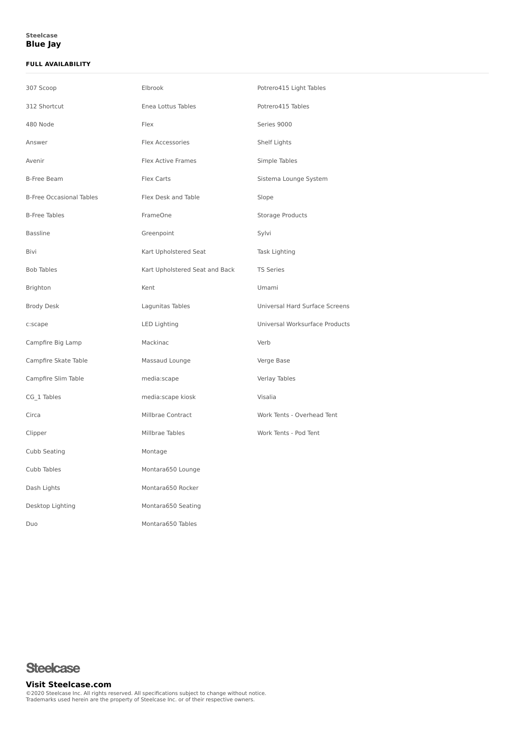**Steelcase**

**Blue Jay**

**FULL AVAILABILITY**

- 307 Scoop
- 312 Shortcut
- 480 Node
- Answer
- Avenir
- B-Free Beam
- B-Free Occasional Tables
- B-Free Tables
- Bassline
- Bivi
- Bob Tables
- Brighton
- Brody Desk
- c:scape
- Campfire Big Lamp
- Campfire Skate Table
- Campfire Slim Table
- CG_1 Tables
- Circa
- Clipper
- Cubb Seating
- Cubb Tables
- Dash Lights
- Desktop Lighting
- Duo
- Elbrook
- Enea Lottus Tables
- Flex
- Flex Accessories
- Flex Active Frames
- Flex Carts
- Flex Desk and Table
- FrameOne
- Greenpoint
- Kart Upholstered Seat
- Kart Upholstered Seat and Back
- Kent
- Lagunitas Tables
- LED Lighting
- Mackinac
- Massaud Lounge
- media:scape
- media:scape kiosk
- Millbrae Contract
- Millbrae Tables
- Montage
- Montara650 Lounge
- Montara650 Rocker
- Montara650 Seating
- Montara650 Tables
- Potrero415 Light Tables
- Potrero415 Tables
- Series 9000
- Shelf Lights
- Simple Tables
- Sistema Lounge System
- Slope
- Storage Products
- Sylvi
- Task Lighting
- TS Series
- Umami
- Universal Hard Surface Screens
- Universal Worksurface Products
- Verb
- Verge Base
- Verlay Tables
- Visalia
- Work Tents - Overhead Tent
- Work Tents - Pod Tent

Steelcase

**Visit Steelcase.com**

©2020 Steelcase Inc. All rights reserved. All specifications subject to change without notice.
Trademarks used herein are the property of Steelcase Inc. or of their respective owners.